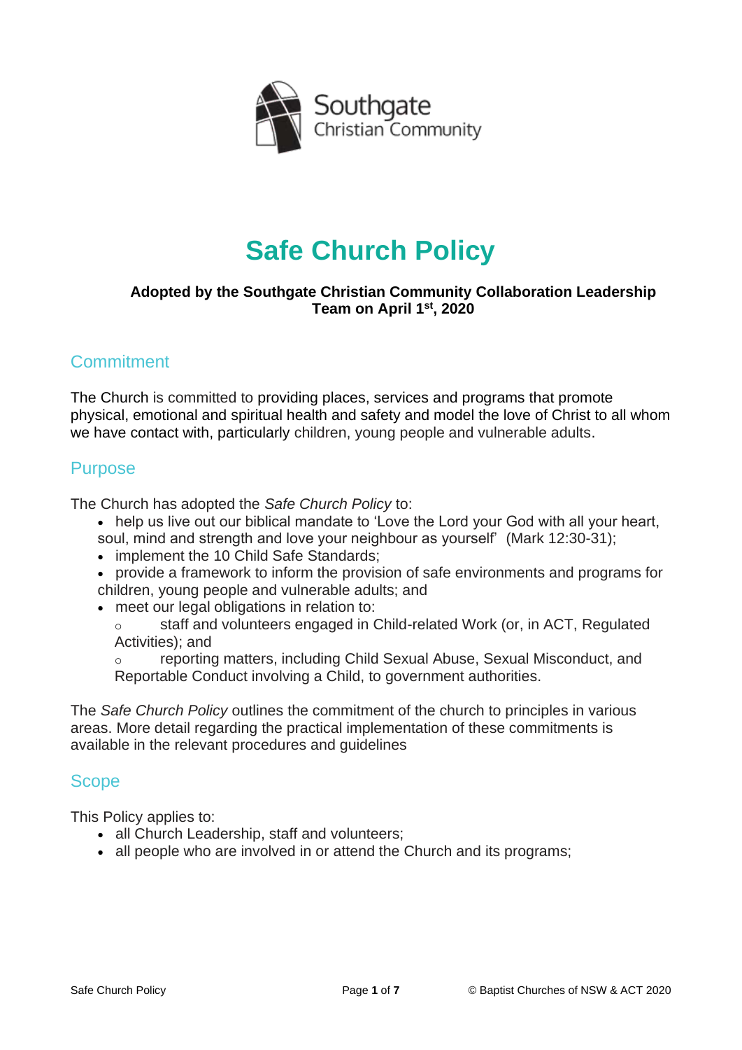Southgate Christian Community

# Safe Church Policy

**Adopted by the Southgate Christian Community Collaboration Leadership Team on April 1st, 2020**

## Commitment

The Church is committed to providing places, services and programs that promote physical, emotional and spiritual health and safety and model the love of Christ to all whom we have contact with, particularly children, young people and vulnerable adults.

## Purpose

The Church has adopted the *Safe Church Policy* to:

- help us live out our biblical mandate to 'Love the Lord your God with all your heart, soul, mind and strength and love your neighbour as yourself' (Mark 12:30-31);
- implement the 10 Child Safe Standards;
- provide a framework to inform the provision of safe environments and programs for children, young people and vulnerable adults; and
- meet our legal obligations in relation to:
    - staff and volunteers engaged in Child-related Work (or, in ACT, Regulated Activities); and
    - reporting matters, including Child Sexual Abuse, Sexual Misconduct, and Reportable Conduct involving a Child, to government authorities.

The *Safe Church Policy* outlines the commitment of the church to principles in various areas. More detail regarding the practical implementation of these commitments is available in the relevant procedures and guidelines

## Scope

This Policy applies to:

- all Church Leadership, staff and volunteers;
- all people who are involved in or attend the Church and its programs;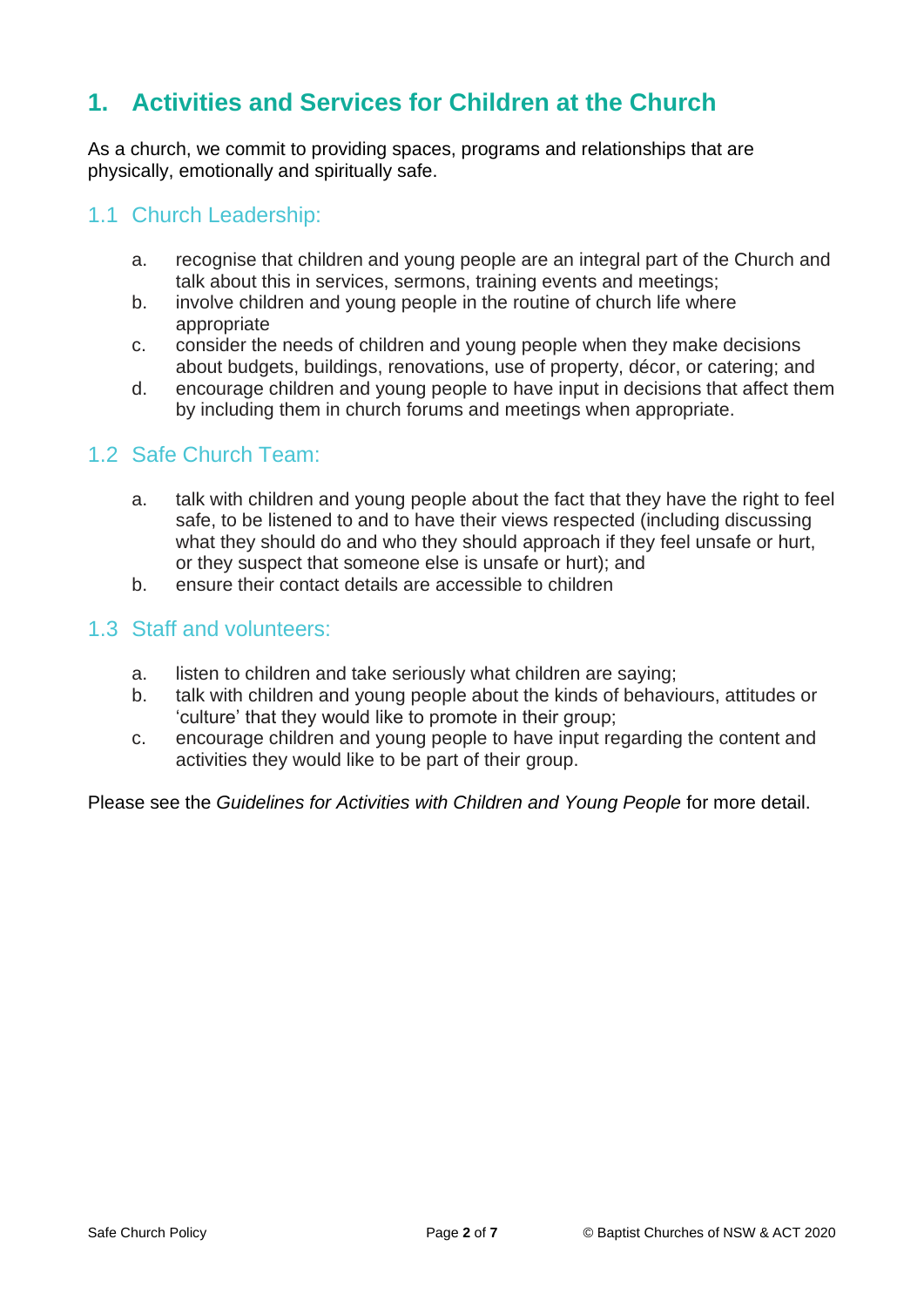# 1. Activities and Services for Children at the Church

As a church, we commit to providing spaces, programs and relationships that are physically, emotionally and spiritually safe.

## 1.1 Church Leadership:

a. recognise that children and young people are an integral part of the Church and talk about this in services, sermons, training events and meetings;
b. involve children and young people in the routine of church life where appropriate
c. consider the needs of children and young people when they make decisions about budgets, buildings, renovations, use of property, décor, or catering; and
d. encourage children and young people to have input in decisions that affect them by including them in church forums and meetings when appropriate.

## 1.2 Safe Church Team:

a. talk with children and young people about the fact that they have the right to feel safe, to be listened to and to have their views respected (including discussing what they should do and who they should approach if they feel unsafe or hurt, or they suspect that someone else is unsafe or hurt); and
b. ensure their contact details are accessible to children

## 1.3 Staff and volunteers:

a. listen to children and take seriously what children are saying;
b. talk with children and young people about the kinds of behaviours, attitudes or 'culture' that they would like to promote in their group;
c. encourage children and young people to have input regarding the content and activities they would like to be part of their group.

Please see the *Guidelines for Activities with Children and Young People* for more detail.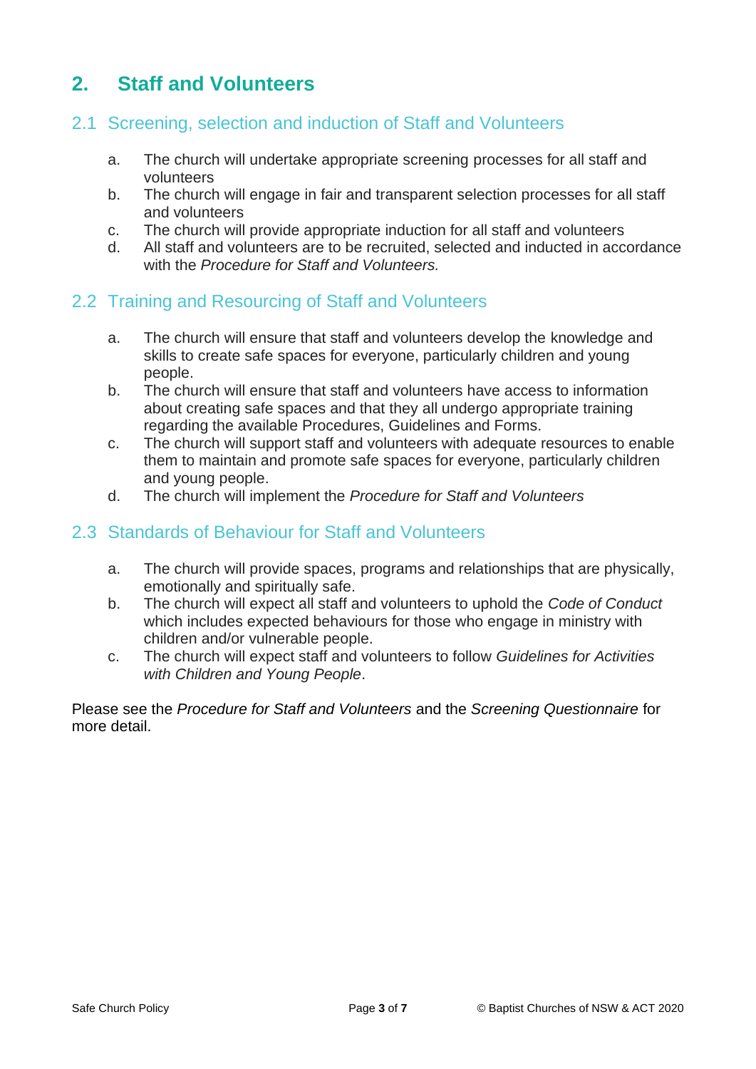## 2. Staff and Volunteers

### 2.1 Screening, selection and induction of Staff and Volunteers

a. The church will undertake appropriate screening processes for all staff and volunteers
b. The church will engage in fair and transparent selection processes for all staff and volunteers
c. The church will provide appropriate induction for all staff and volunteers
d. All staff and volunteers are to be recruited, selected and inducted in accordance with the *Procedure for Staff and Volunteers.*

### 2.2 Training and Resourcing of Staff and Volunteers

a. The church will ensure that staff and volunteers develop the knowledge and skills to create safe spaces for everyone, particularly children and young people.
b. The church will ensure that staff and volunteers have access to information about creating safe spaces and that they all undergo appropriate training regarding the available Procedures, Guidelines and Forms.
c. The church will support staff and volunteers with adequate resources to enable them to maintain and promote safe spaces for everyone, particularly children and young people.
d. The church will implement the *Procedure for Staff and Volunteers*

### 2.3 Standards of Behaviour for Staff and Volunteers

a. The church will provide spaces, programs and relationships that are physically, emotionally and spiritually safe.
b. The church will expect all staff and volunteers to uphold the *Code of Conduct* which includes expected behaviours for those who engage in ministry with children and/or vulnerable people.
c. The church will expect staff and volunteers to follow *Guidelines for Activities with Children and Young People*.

Please see the *Procedure for Staff and Volunteers* and the *Screening Questionnaire* for more detail.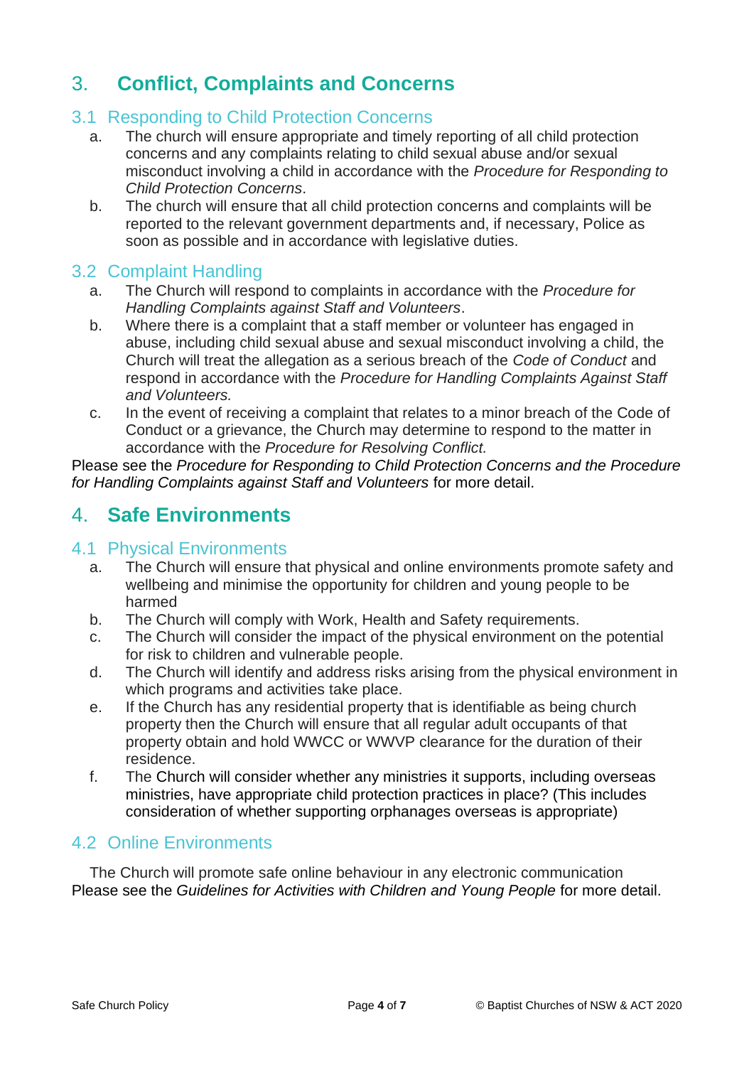# 3. Conflict, Complaints and Concerns

## 3.1 Responding to Child Protection Concerns

a. The church will ensure appropriate and timely reporting of all child protection concerns and any complaints relating to child sexual abuse and/or sexual misconduct involving a child in accordance with the *Procedure for Responding to Child Protection Concerns*.

b. The church will ensure that all child protection concerns and complaints will be reported to the relevant government departments and, if necessary, Police as soon as possible and in accordance with legislative duties.

## 3.2 Complaint Handling

a. The Church will respond to complaints in accordance with the *Procedure for Handling Complaints against Staff and Volunteers*.

b. Where there is a complaint that a staff member or volunteer has engaged in abuse, including child sexual abuse and sexual misconduct involving a child, the Church will treat the allegation as a serious breach of the *Code of Conduct* and respond in accordance with the *Procedure for Handling Complaints Against Staff and Volunteers.*

c. In the event of receiving a complaint that relates to a minor breach of the Code of Conduct or a grievance, the Church may determine to respond to the matter in accordance with the *Procedure for Resolving Conflict.*

Please see the *Procedure for Responding to Child Protection Concerns and the Procedure for Handling Complaints against Staff and Volunteers* for more detail.

# 4. Safe Environments

## 4.1 Physical Environments

a. The Church will ensure that physical and online environments promote safety and wellbeing and minimise the opportunity for children and young people to be harmed

b. The Church will comply with Work, Health and Safety requirements.

c. The Church will consider the impact of the physical environment on the potential for risk to children and vulnerable people.

d. The Church will identify and address risks arising from the physical environment in which programs and activities take place.

e. If the Church has any residential property that is identifiable as being church property then the Church will ensure that all regular adult occupants of that property obtain and hold WWCC or WWVP clearance for the duration of their residence.

f. The Church will consider whether any ministries it supports, including overseas ministries, have appropriate child protection practices in place? (This includes consideration of whether supporting orphanages overseas is appropriate)

## 4.2 Online Environments

The Church will promote safe online behaviour in any electronic communication

Please see the *Guidelines for Activities with Children and Young People* for more detail.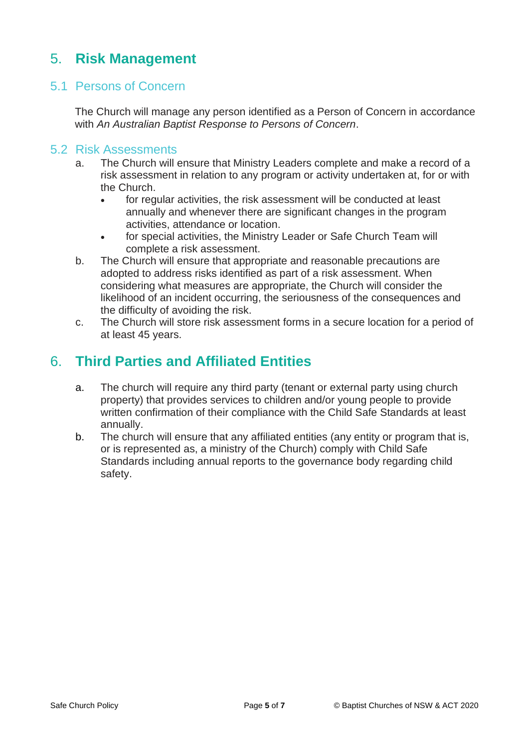# 5. **Risk Management**

## 5.1 Persons of Concern

The Church will manage any person identified as a Person of Concern in accordance with *An Australian Baptist Response to Persons of Concern*.

## 5.2 Risk Assessments

a. The Church will ensure that Ministry Leaders complete and make a record of a risk assessment in relation to any program or activity undertaken at, for or with the Church.
   - for regular activities, the risk assessment will be conducted at least annually and whenever there are significant changes in the program activities, attendance or location.
   - for special activities, the Ministry Leader or Safe Church Team will complete a risk assessment.

b. The Church will ensure that appropriate and reasonable precautions are adopted to address risks identified as part of a risk assessment. When considering what measures are appropriate, the Church will consider the likelihood of an incident occurring, the seriousness of the consequences and the difficulty of avoiding the risk.

c. The Church will store risk assessment forms in a secure location for a period of at least 45 years.

# 6. **Third Parties and Affiliated Entities**

a. The church will require any third party (tenant or external party using church property) that provides services to children and/or young people to provide written confirmation of their compliance with the Child Safe Standards at least annually.

b. The church will ensure that any affiliated entities (any entity or program that is, or is represented as, a ministry of the Church) comply with Child Safe Standards including annual reports to the governance body regarding child safety.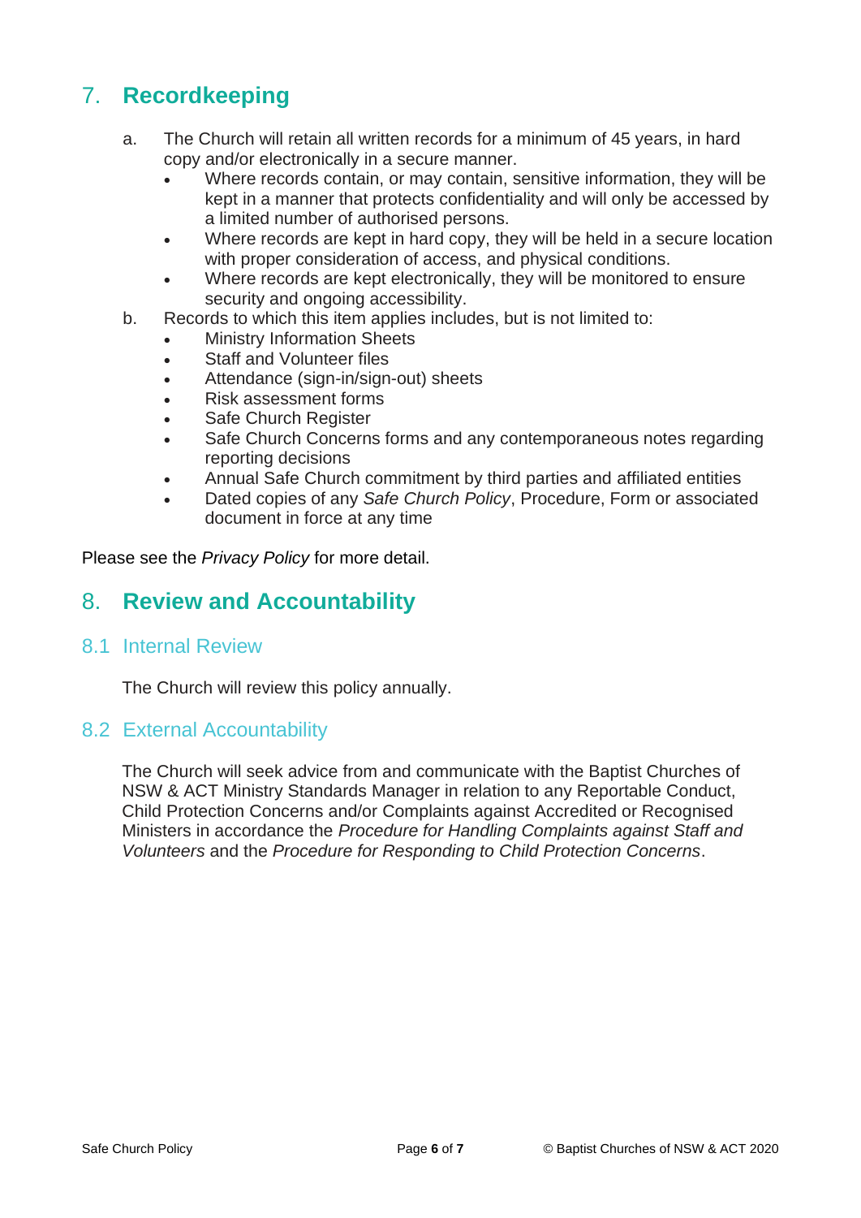## 7. Recordkeeping

a. The Church will retain all written records for a minimum of 45 years, in hard copy and/or electronically in a secure manner.
   - Where records contain, or may contain, sensitive information, they will be kept in a manner that protects confidentiality and will only be accessed by a limited number of authorised persons.
   - Where records are kept in hard copy, they will be held in a secure location with proper consideration of access, and physical conditions.
   - Where records are kept electronically, they will be monitored to ensure security and ongoing accessibility.

b. Records to which this item applies includes, but is not limited to:
   - Ministry Information Sheets
   - Staff and Volunteer files
   - Attendance (sign-in/sign-out) sheets
   - Risk assessment forms
   - Safe Church Register
   - Safe Church Concerns forms and any contemporaneous notes regarding reporting decisions
   - Annual Safe Church commitment by third parties and affiliated entities
   - Dated copies of any *Safe Church Policy*, Procedure, Form or associated document in force at any time

Please see the *Privacy Policy* for more detail.

## 8. Review and Accountability

### 8.1 Internal Review

The Church will review this policy annually.

### 8.2 External Accountability

The Church will seek advice from and communicate with the Baptist Churches of NSW & ACT Ministry Standards Manager in relation to any Reportable Conduct, Child Protection Concerns and/or Complaints against Accredited or Recognised Ministers in accordance the *Procedure for Handling Complaints against Staff and Volunteers* and the *Procedure for Responding to Child Protection Concerns*.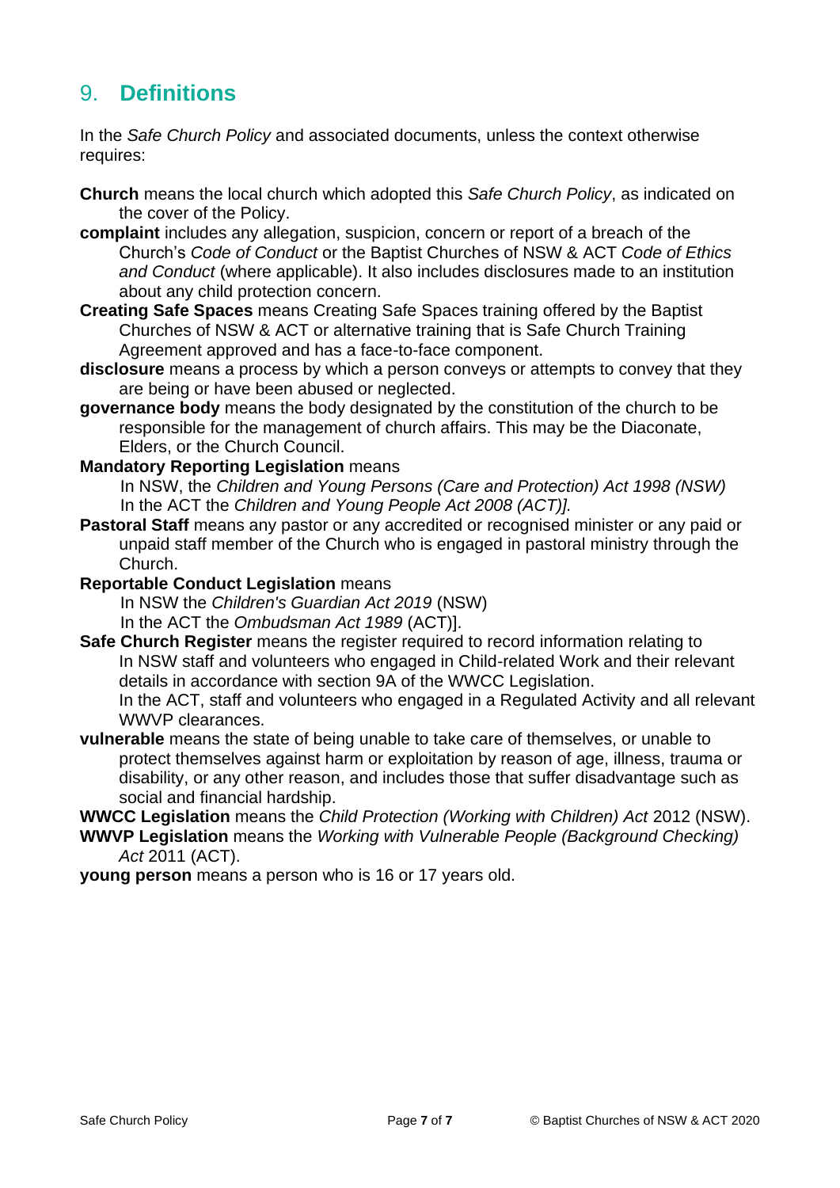## 9. Definitions

In the *Safe Church Policy* and associated documents, unless the context otherwise requires:

**Church** means the local church which adopted this *Safe Church Policy*, as indicated on the cover of the Policy.

**complaint** includes any allegation, suspicion, concern or report of a breach of the Church's *Code of Conduct* or the Baptist Churches of NSW & ACT *Code of Ethics and Conduct* (where applicable). It also includes disclosures made to an institution about any child protection concern.

**Creating Safe Spaces** means Creating Safe Spaces training offered by the Baptist Churches of NSW & ACT or alternative training that is Safe Church Training Agreement approved and has a face-to-face component.

**disclosure** means a process by which a person conveys or attempts to convey that they are being or have been abused or neglected.

**governance body** means the body designated by the constitution of the church to be responsible for the management of church affairs. This may be the Diaconate, Elders, or the Church Council.

**Mandatory Reporting Legislation** means
In NSW, the *Children and Young Persons (Care and Protection) Act 1998 (NSW)*
In the ACT the *Children and Young People Act 2008 (ACT)].*

**Pastoral Staff** means any pastor or any accredited or recognised minister or any paid or unpaid staff member of the Church who is engaged in pastoral ministry through the Church.

**Reportable Conduct Legislation** means
In NSW the *Children's Guardian Act 2019* (NSW)
In the ACT the *Ombudsman Act 1989* (ACT)].

**Safe Church Register** means the register required to record information relating to
In NSW staff and volunteers who engaged in Child-related Work and their relevant details in accordance with section 9A of the WWCC Legislation.
In the ACT, staff and volunteers who engaged in a Regulated Activity and all relevant WWVP clearances.

**vulnerable** means the state of being unable to take care of themselves, or unable to protect themselves against harm or exploitation by reason of age, illness, trauma or disability, or any other reason, and includes those that suffer disadvantage such as social and financial hardship.

**WWCC Legislation** means the *Child Protection (Working with Children) Act* 2012 (NSW).

**WWVP Legislation** means the *Working with Vulnerable People (Background Checking) Act* 2011 (ACT).

**young person** means a person who is 16 or 17 years old.